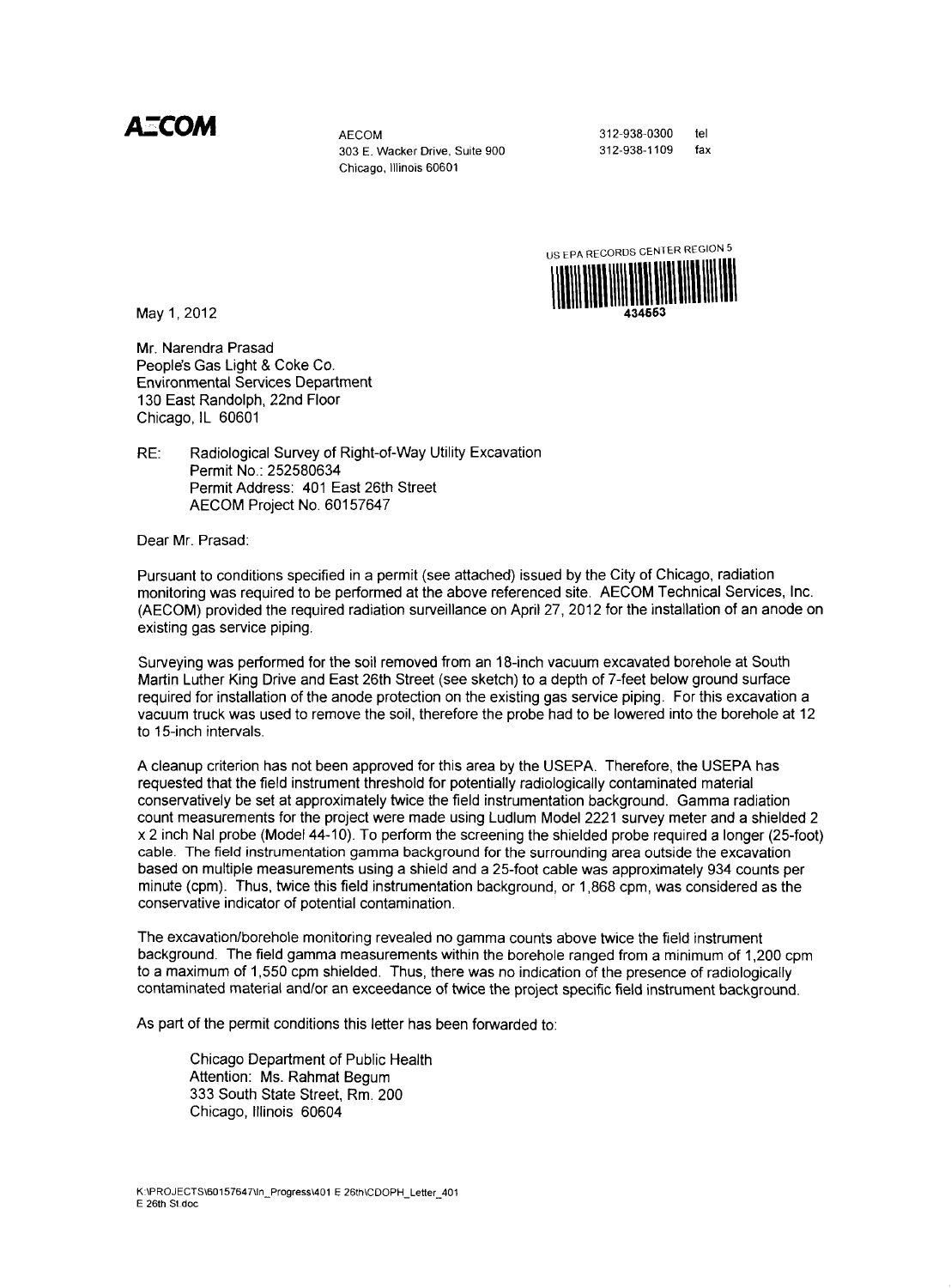**AECOM**

AECOM
303 E. Wacker Drive, Suite 900
Chicago, Illinois 60601

312-938-0300 tel
312-938-1109 fax

US EPA RECORDS CENTER REGION 5
434553

May 1, 2012

Mr. Narendra Prasad
People's Gas Light & Coke Co.
Environmental Services Department
130 East Randolph, 22nd Floor
Chicago, IL 60601

RE: Radiological Survey of Right-of-Way Utility Excavation
Permit No.: 252580634
Permit Address: 401 East 26th Street
AECOM Project No. 60157647

Dear Mr. Prasad:

Pursuant to conditions specified in a permit (see attached) issued by the City of Chicago, radiation monitoring was required to be performed at the above referenced site. AECOM Technical Services, Inc. (AECOM) provided the required radiation surveillance on April 27, 2012 for the installation of an anode on existing gas service piping.

Surveying was performed for the soil removed from an 18-inch vacuum excavated borehole at South Martin Luther King Drive and East 26th Street (see sketch) to a depth of 7-feet below ground surface required for installation of the anode protection on the existing gas service piping. For this excavation a vacuum truck was used to remove the soil, therefore the probe had to be lowered into the borehole at 12 to 15-inch intervals.

A cleanup criterion has not been approved for this area by the USEPA. Therefore, the USEPA has requested that the field instrument threshold for potentially radiologically contaminated material conservatively be set at approximately twice the field instrumentation background. Gamma radiation count measurements for the project were made using Ludlum Model 2221 survey meter and a shielded 2 x 2 inch NaI probe (Model 44-10). To perform the screening the shielded probe required a longer (25-foot) cable. The field instrumentation gamma background for the surrounding area outside the excavation based on multiple measurements using a shield and a 25-foot cable was approximately 934 counts per minute (cpm). Thus, twice this field instrumentation background, or 1,868 cpm, was considered as the conservative indicator of potential contamination.

The excavation/borehole monitoring revealed no gamma counts above twice the field instrument background. The field gamma measurements within the borehole ranged from a minimum of 1,200 cpm to a maximum of 1,550 cpm shielded. Thus, there was no indication of the presence of radiologically contaminated material and/or an exceedance of twice the project specific field instrument background.

As part of the permit conditions this letter has been forwarded to:

Chicago Department of Public Health
Attention: Ms. Rahmat Begum
333 South State Street, Rm. 200
Chicago, Illinois 60604

K:\PROJECTS\60157647\In_Progress\401 E 26th\CDOPH_Letter_401 E 26th St.doc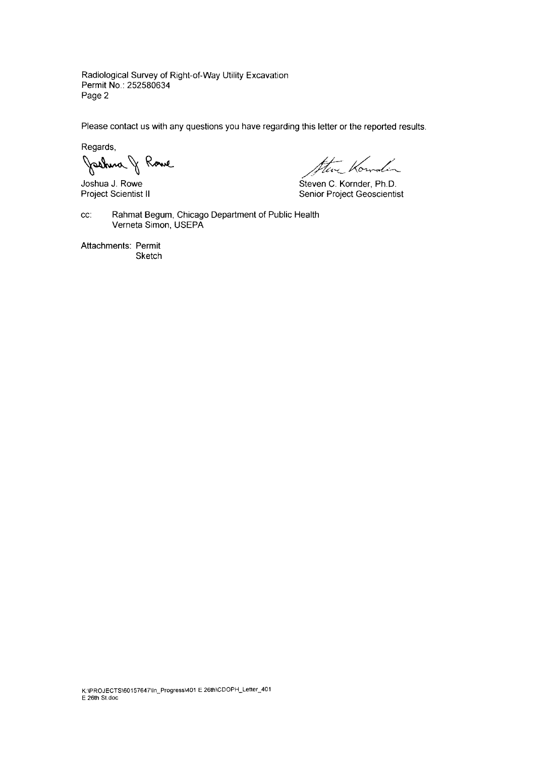Radiological Survey of Right-of-Way Utility Excavation
Permit No.: 252580634
Page 2

Please contact us with any questions you have regarding this letter or the reported results.

Regards,

Joshua J. Rowe
Project Scientist II

Steven C. Kornder, Ph.D.
Senior Project Geoscientist

cc: Rahmat Begum, Chicago Department of Public Health
Verneta Simon, USEPA

Attachments: Permit
Sketch

K:\PROJECTS\60157647\In_Progress\401 E 26th\CDOPH_Letter_401 E 26th St.doc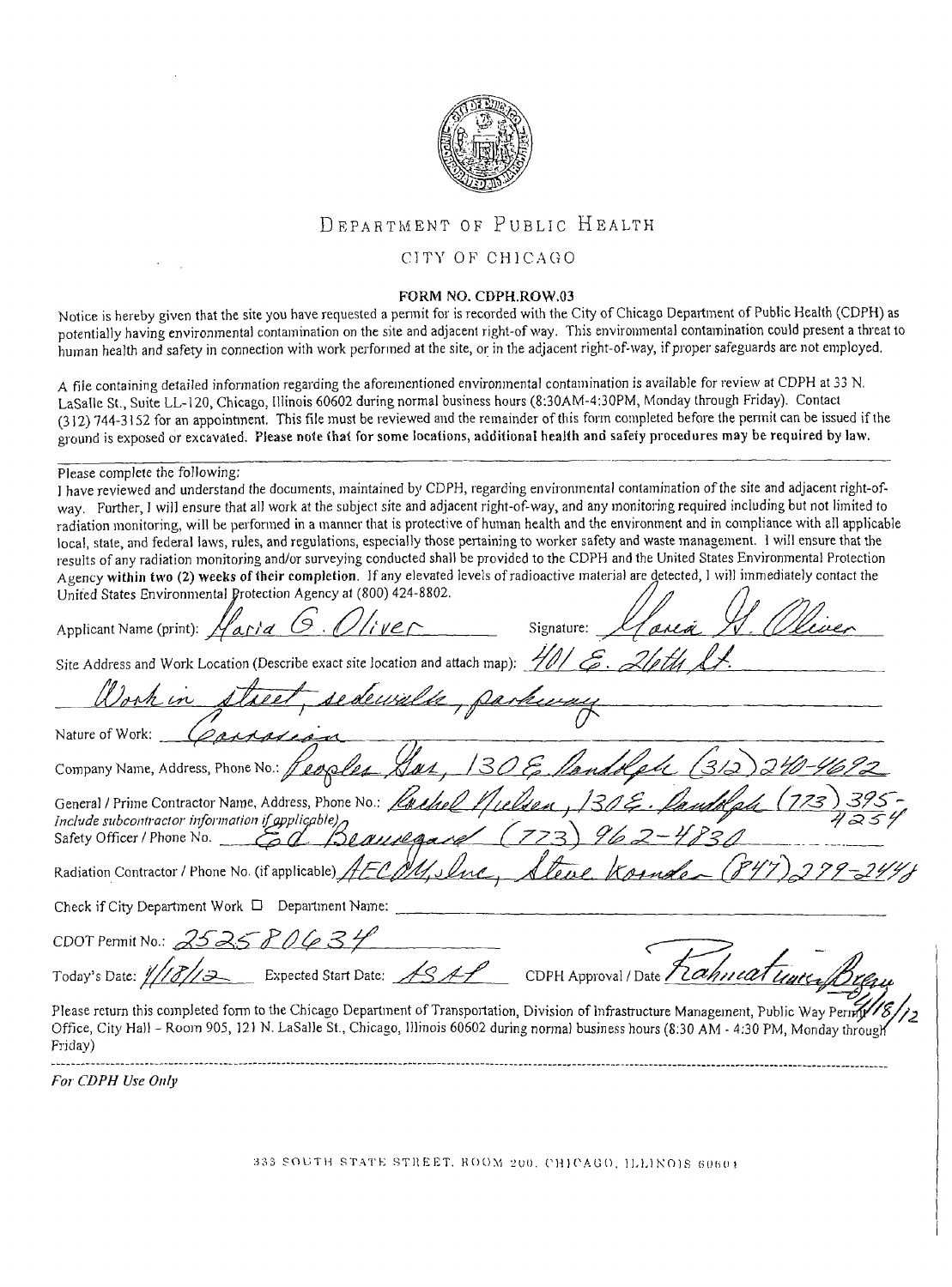# DEPARTMENT OF PUBLIC HEALTH

## CITY OF CHICAGO

### FORM NO. CDPH.ROW.03

Notice is hereby given that the site you have requested a permit for is recorded with the City of Chicago Department of Public Health (CDPH) as potentially having environmental contamination on the site and adjacent right-of way. This environmental contamination could present a threat to human health and safety in connection with work performed at the site, or in the adjacent right-of-way, if proper safeguards are not employed.

A file containing detailed information regarding the aforementioned environmental contamination is available for review at CDPH at 33 N. LaSalle St., Suite LL-120, Chicago, Illinois 60602 during normal business hours (8:30AM-4:30PM, Monday through Friday). Contact (312) 744-3152 for an appointment. This file must be reviewed and the remainder of this form completed before the permit can be issued if the ground is exposed or excavated. **Please note that for some locations, additional health and safety procedures may be required by law.**

---

Please complete the following:

I have reviewed and understand the documents, maintained by CDPH, regarding environmental contamination of the site and adjacent right-of-way. Further, I will ensure that all work at the subject site and adjacent right-of-way, and any monitoring required including but not limited to radiation monitoring, will be performed in a manner that is protective of human health and the environment and in compliance with all applicable local, state, and federal laws, rules, and regulations, especially those pertaining to worker safety and waste management. I will ensure that the results of any radiation monitoring and/or surveying conducted shall be provided to the CDPH and the United States Environmental Protection Agency **within two (2) weeks of their completion**. If any elevated levels of radioactive material are detected, I will immediately contact the United States Environmental Protection Agency at (800) 424-8802.

Applicant Name (print): Maria G. Oliver Signature: Maria G. Oliver

Site Address and Work Location (Describe exact site location and attach map): 401 E. 26th St.

Work in street, sidewalk, parkway

Nature of Work: Corrosion

Company Name, Address, Phone No.: Peoples Gas, 130 E. Randolph (312) 240-4692

General / Prime Contractor Name, Address, Phone No.: Rachel Nielsen, 130 E. Randolph (773) 395-4254

*Include subcontractor information if applicable)*

Safety Officer / Phone No. Ed Beauregard (773) 962-4830

Radiation Contractor / Phone No. (if applicable) AECOM, Inc, Steve Korsda (847) 279-2448

Check if City Department Work ☐ Department Name:

CDOT Permit No.: 25258063 4

Today's Date: 4/18/12 Expected Start Date: ASAP CDPH Approval / Date Rahnicatience Bryan 4/18/12

Please return this completed form to the Chicago Department of Transportation, Division of Infrastructure Management, Public Way Permit Office, City Hall - Room 905, 121 N. LaSalle St., Chicago, Illinois 60602 during normal business hours (8:30 AM - 4:30 PM, Monday through Friday)

---

*For CDPH Use Only*

333 SOUTH STATE STREET, ROOM 200, CHICAGO, ILLINOIS 60604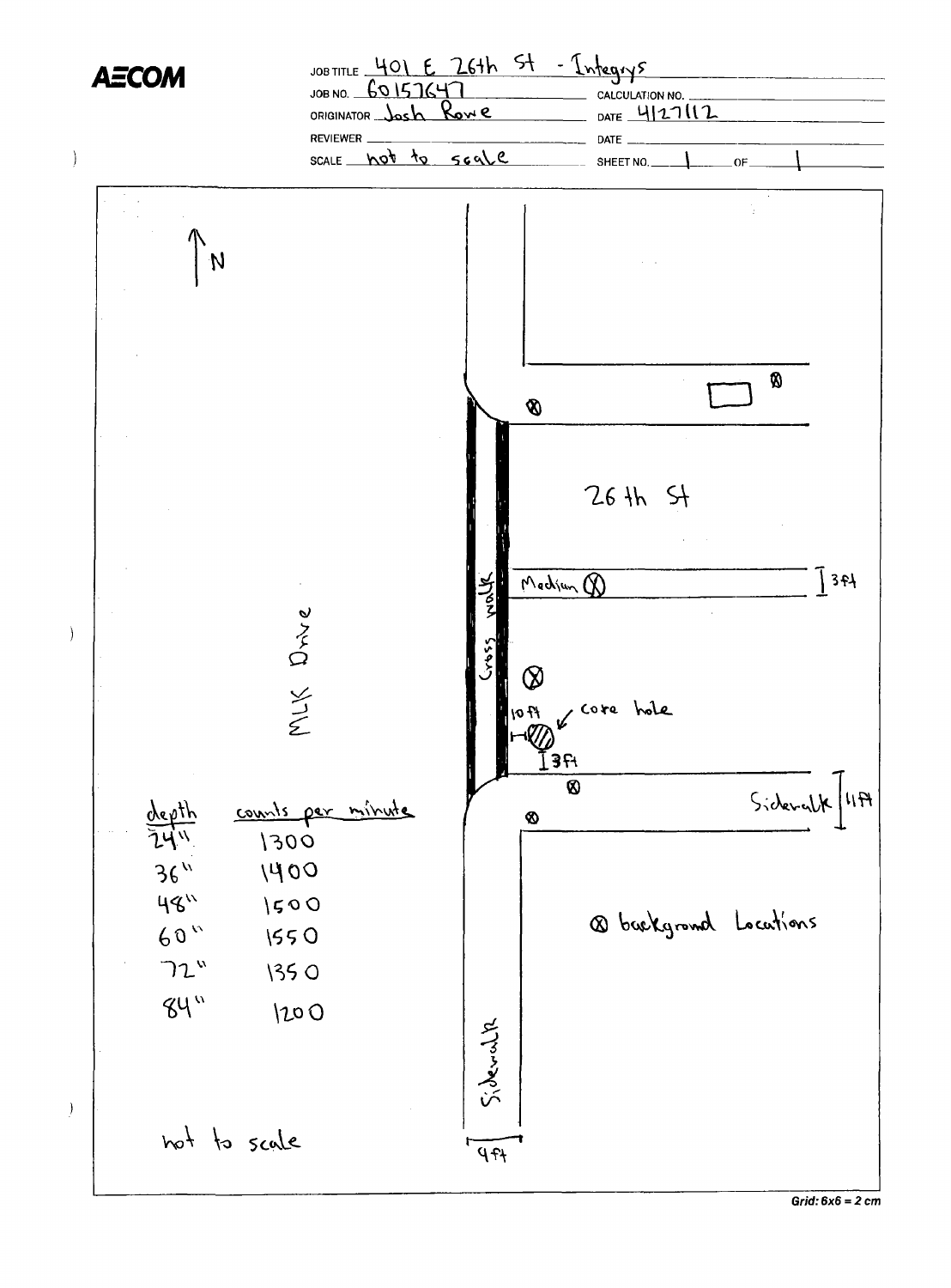**AECOM**

JOB TITLE 401 E 26th St - Integrys

JOB NO. 60157647

CALCULATION NO.

ORIGINATOR Josh Rowe

DATE 4/27/12

REVIEWER

DATE

SCALE not to scale

SHEET NO. 1 OF 1

N

26th St

Median

3 ft

Cross walk

10 ft

core hole

3 ft

Sidewalk

4 ft

MLK Drive

Sidewalk

4 ft

⊗ background Locations

| depth | counts per minute |
| --- | --- |
| 24" | 1300 |
| 36" | 1400 |
| 48" | 1500 |
| 60" | 1550 |
| 72" | 1350 |
| 84" | 1200 |

not to scale

*Grid: 6x6 = 2 cm*